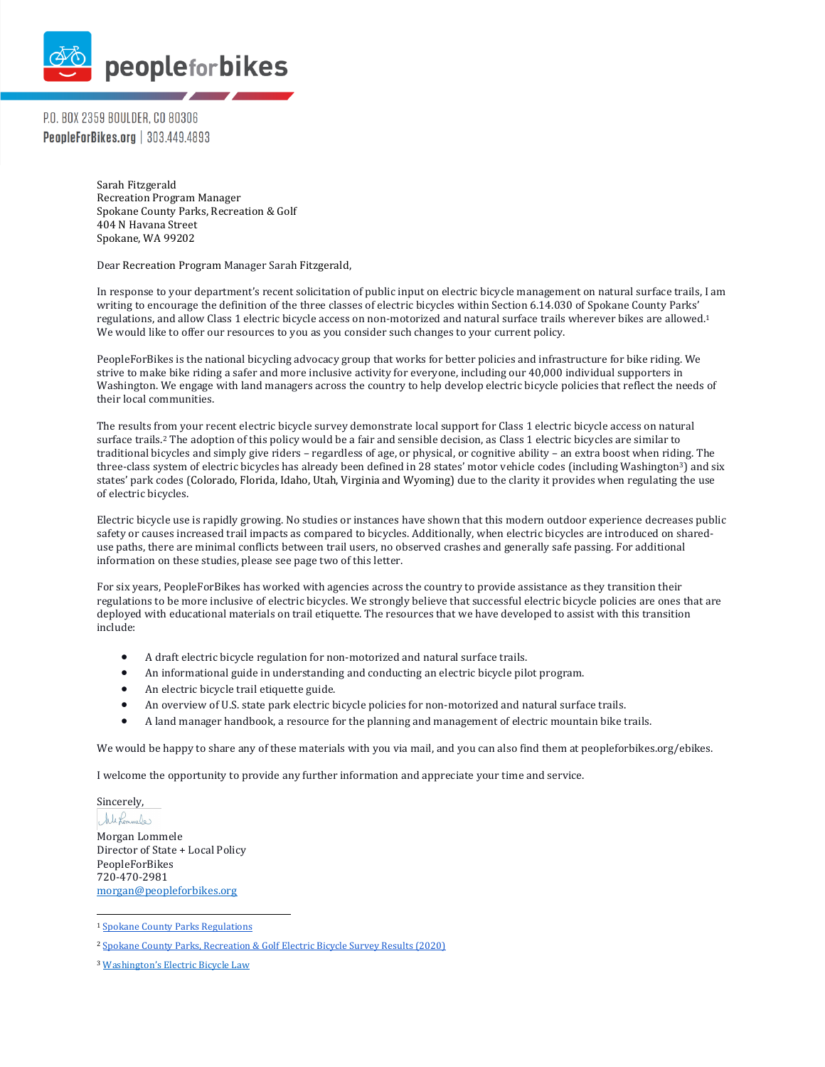peopleforbikes

P.O. BOX 2359 BOULDER, CO 80306
PeopleForBikes.org | 303.449.4893

Sarah Fitzgerald
Recreation Program Manager
Spokane County Parks, Recreation & Golf
404 N Havana Street
Spokane, WA 99202

Dear Recreation Program Manager Sarah Fitzgerald,

In response to your department's recent solicitation of public input on electric bicycle management on natural surface trails, I am writing to encourage the definition of the three classes of electric bicycles within Section 6.14.030 of Spokane County Parks' regulations, and allow Class 1 electric bicycle access on non-motorized and natural surface trails wherever bikes are allowed.[1] We would like to offer our resources to you as you consider such changes to your current policy.

PeopleForBikes is the national bicycling advocacy group that works for better policies and infrastructure for bike riding. We strive to make bike riding a safer and more inclusive activity for everyone, including our 40,000 individual supporters in Washington. We engage with land managers across the country to help develop electric bicycle policies that reflect the needs of their local communities.

The results from your recent electric bicycle survey demonstrate local support for Class 1 electric bicycle access on natural surface trails.[2] The adoption of this policy would be a fair and sensible decision, as Class 1 electric bicycles are similar to traditional bicycles and simply give riders – regardless of age, or physical, or cognitive ability – an extra boost when riding. The three-class system of electric bicycles has already been defined in 28 states' motor vehicle codes (including Washington[3]) and six states' park codes (Colorado, Florida, Idaho, Utah, Virginia and Wyoming) due to the clarity it provides when regulating the use of electric bicycles.

Electric bicycle use is rapidly growing. No studies or instances have shown that this modern outdoor experience decreases public safety or causes increased trail impacts as compared to bicycles. Additionally, when electric bicycles are introduced on shared-use paths, there are minimal conflicts between trail users, no observed crashes and generally safe passing. For additional information on these studies, please see page two of this letter.

For six years, PeopleForBikes has worked with agencies across the country to provide assistance as they transition their regulations to be more inclusive of electric bicycles. We strongly believe that successful electric bicycle policies are ones that are deployed with educational materials on trail etiquette. The resources that we have developed to assist with this transition include:

- A draft electric bicycle regulation for non-motorized and natural surface trails.
- An informational guide in understanding and conducting an electric bicycle pilot program.
- An electric bicycle trail etiquette guide.
- An overview of U.S. state park electric bicycle policies for non-motorized and natural surface trails.
- A land manager handbook, a resource for the planning and management of electric mountain bike trails.

We would be happy to share any of these materials with you via mail, and you can also find them at peopleforbikes.org/ebikes.

I welcome the opportunity to provide any further information and appreciate your time and service.

Sincerely,

Morgan Lommele
Director of State + Local Policy
PeopleForBikes
720-470-2981
morgan@peopleforbikes.org

---

[1] Spokane County Parks Regulations

[2] Spokane County Parks, Recreation & Golf Electric Bicycle Survey Results (2020)

[3] Washington's Electric Bicycle Law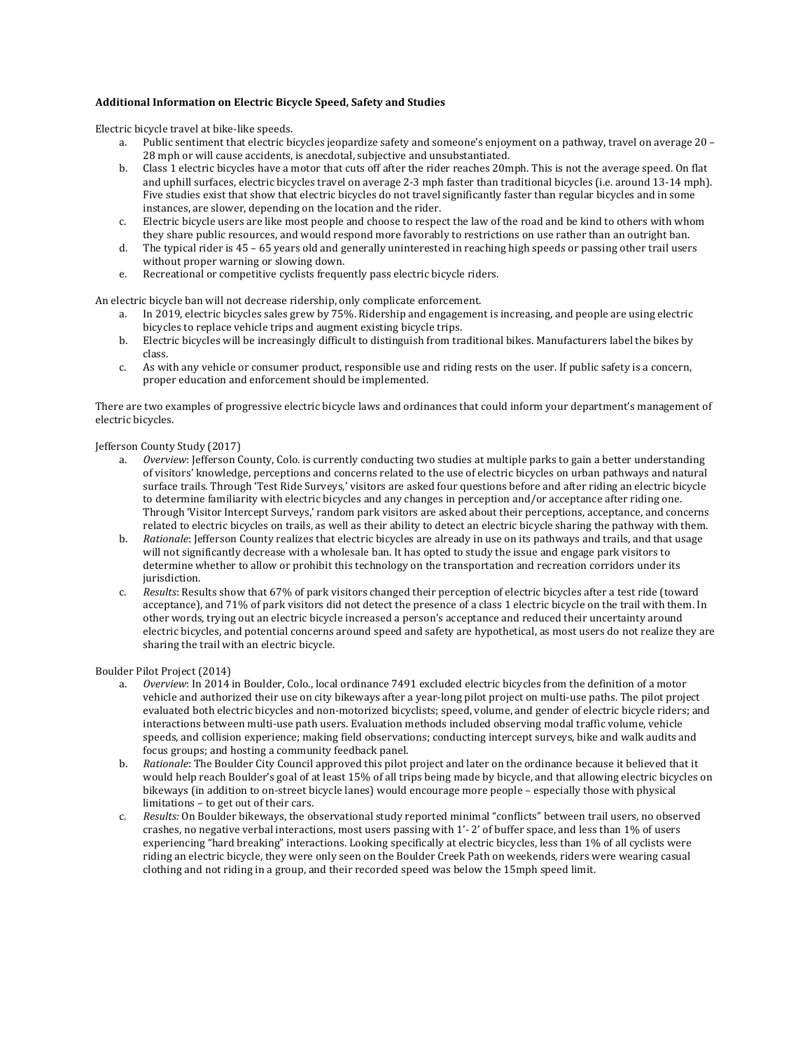**Additional Information on Electric Bicycle Speed, Safety and Studies**

Electric bicycle travel at bike-like speeds.

a. Public sentiment that electric bicycles jeopardize safety and someone's enjoyment on a pathway, travel on average 20 – 28 mph or will cause accidents, is anecdotal, subjective and unsubstantiated.
b. Class 1 electric bicycles have a motor that cuts off after the rider reaches 20mph. This is not the average speed. On flat and uphill surfaces, electric bicycles travel on average 2-3 mph faster than traditional bicycles (i.e. around 13-14 mph). Five studies exist that show that electric bicycles do not travel significantly faster than regular bicycles and in some instances, are slower, depending on the location and the rider.
c. Electric bicycle users are like most people and choose to respect the law of the road and be kind to others with whom they share public resources, and would respond more favorably to restrictions on use rather than an outright ban.
d. The typical rider is 45 – 65 years old and generally uninterested in reaching high speeds or passing other trail users without proper warning or slowing down.
e. Recreational or competitive cyclists frequently pass electric bicycle riders.

An electric bicycle ban will not decrease ridership, only complicate enforcement.

a. In 2019, electric bicycles sales grew by 75%. Ridership and engagement is increasing, and people are using electric bicycles to replace vehicle trips and augment existing bicycle trips.
b. Electric bicycles will be increasingly difficult to distinguish from traditional bikes. Manufacturers label the bikes by class.
c. As with any vehicle or consumer product, responsible use and riding rests on the user. If public safety is a concern, proper education and enforcement should be implemented.

There are two examples of progressive electric bicycle laws and ordinances that could inform your department's management of electric bicycles.

Jefferson County Study (2017)

a. *Overview*: Jefferson County, Colo. is currently conducting two studies at multiple parks to gain a better understanding of visitors' knowledge, perceptions and concerns related to the use of electric bicycles on urban pathways and natural surface trails. Through 'Test Ride Surveys,' visitors are asked four questions before and after riding an electric bicycle to determine familiarity with electric bicycles and any changes in perception and/or acceptance after riding one. Through 'Visitor Intercept Surveys,' random park visitors are asked about their perceptions, acceptance, and concerns related to electric bicycles on trails, as well as their ability to detect an electric bicycle sharing the pathway with them.
b. *Rationale*: Jefferson County realizes that electric bicycles are already in use on its pathways and trails, and that usage will not significantly decrease with a wholesale ban. It has opted to study the issue and engage park visitors to determine whether to allow or prohibit this technology on the transportation and recreation corridors under its jurisdiction.
c. *Results*: Results show that 67% of park visitors changed their perception of electric bicycles after a test ride (toward acceptance), and 71% of park visitors did not detect the presence of a class 1 electric bicycle on the trail with them. In other words, trying out an electric bicycle increased a person's acceptance and reduced their uncertainty around electric bicycles, and potential concerns around speed and safety are hypothetical, as most users do not realize they are sharing the trail with an electric bicycle.

Boulder Pilot Project (2014)

a. *Overview*: In 2014 in Boulder, Colo., local ordinance 7491 excluded electric bicycles from the definition of a motor vehicle and authorized their use on city bikeways after a year-long pilot project on multi-use paths. The pilot project evaluated both electric bicycles and non-motorized bicyclists; speed, volume, and gender of electric bicycle riders; and interactions between multi-use path users. Evaluation methods included observing modal traffic volume, vehicle speeds, and collision experience; making field observations; conducting intercept surveys, bike and walk audits and focus groups; and hosting a community feedback panel.
b. *Rationale*: The Boulder City Council approved this pilot project and later on the ordinance because it believed that it would help reach Boulder's goal of at least 15% of all trips being made by bicycle, and that allowing electric bicycles on bikeways (in addition to on-street bicycle lanes) would encourage more people – especially those with physical limitations – to get out of their cars.
c. *Results:* On Boulder bikeways, the observational study reported minimal "conflicts" between trail users, no observed crashes, no negative verbal interactions, most users passing with 1'- 2' of buffer space, and less than 1% of users experiencing "hard breaking" interactions. Looking specifically at electric bicycles, less than 1% of all cyclists were riding an electric bicycle, they were only seen on the Boulder Creek Path on weekends, riders were wearing casual clothing and not riding in a group, and their recorded speed was below the 15mph speed limit.